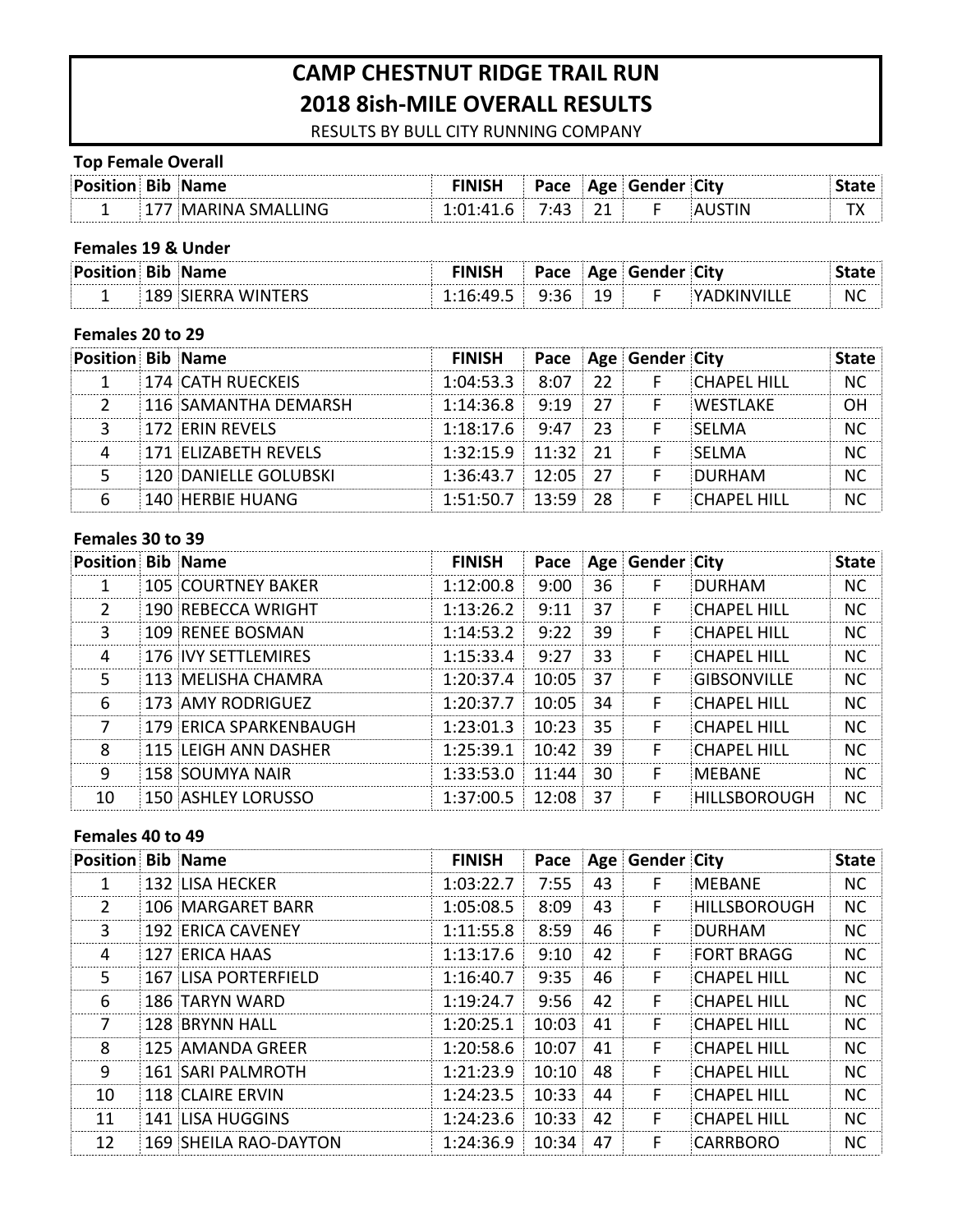# CAMP CHESTNUT RIDGE TRAIL RUN

# 2018 8ish-MILE OVERALL RESULTS

RESULTS BY BULL CITY RUNNING COMPANY

### Top Female Overall

| Position | Bib | Name | FINISH | Pace | Age | Gender | City | State |
|---|---|---|---|---|---|---|---|---|
| 1 | 177 | MARINA SMALLING | 1:01:41.6 | 7:43 | 21 | F | AUSTIN | TX |

### Females 19 & Under

| Position | Bib | Name | FINISH | Pace | Age | Gender | City | State |
|---|---|---|---|---|---|---|---|---|
| 1 | 189 | SIERRA WINTERS | 1:16:49.5 | 9:36 | 19 | F | YADKINVILLE | NC |

### Females 20 to 29

| Position | Bib | Name | FINISH | Pace | Age | Gender | City | State |
|---|---|---|---|---|---|---|---|---|
| 1 | 174 | CATH RUECKEIS | 1:04:53.3 | 8:07 | 22 | F | CHAPEL HILL | NC |
| 2 | 116 | SAMANTHA DEMARSH | 1:14:36.8 | 9:19 | 27 | F | WESTLAKE | OH |
| 3 | 172 | ERIN REVELS | 1:18:17.6 | 9:47 | 23 | F | SELMA | NC |
| 4 | 171 | ELIZABETH REVELS | 1:32:15.9 | 11:32 | 21 | F | SELMA | NC |
| 5 | 120 | DANIELLE GOLUBSKI | 1:36:43.7 | 12:05 | 27 | F | DURHAM | NC |
| 6 | 140 | HERBIE HUANG | 1:51:50.7 | 13:59 | 28 | F | CHAPEL HILL | NC |

### Females 30 to 39

| Position | Bib | Name | FINISH | Pace | Age | Gender | City | State |
|---|---|---|---|---|---|---|---|---|
| 1 | 105 | COURTNEY BAKER | 1:12:00.8 | 9:00 | 36 | F | DURHAM | NC |
| 2 | 190 | REBECCA WRIGHT | 1:13:26.2 | 9:11 | 37 | F | CHAPEL HILL | NC |
| 3 | 109 | RENEE BOSMAN | 1:14:53.2 | 9:22 | 39 | F | CHAPEL HILL | NC |
| 4 | 176 | IVY SETTLEMIRES | 1:15:33.4 | 9:27 | 33 | F | CHAPEL HILL | NC |
| 5 | 113 | MELISHA CHAMRA | 1:20:37.4 | 10:05 | 37 | F | GIBSONVILLE | NC |
| 6 | 173 | AMY RODRIGUEZ | 1:20:37.7 | 10:05 | 34 | F | CHAPEL HILL | NC |
| 7 | 179 | ERICA SPARKENBAUGH | 1:23:01.3 | 10:23 | 35 | F | CHAPEL HILL | NC |
| 8 | 115 | LEIGH ANN DASHER | 1:25:39.1 | 10:42 | 39 | F | CHAPEL HILL | NC |
| 9 | 158 | SOUMYA NAIR | 1:33:53.0 | 11:44 | 30 | F | MEBANE | NC |
| 10 | 150 | ASHLEY LORUSSO | 1:37:00.5 | 12:08 | 37 | F | HILLSBOROUGH | NC |

### Females 40 to 49

| Position | Bib | Name | FINISH | Pace | Age | Gender | City | State |
|---|---|---|---|---|---|---|---|---|
| 1 | 132 | LISA HECKER | 1:03:22.7 | 7:55 | 43 | F | MEBANE | NC |
| 2 | 106 | MARGARET BARR | 1:05:08.5 | 8:09 | 43 | F | HILLSBOROUGH | NC |
| 3 | 192 | ERICA CAVENEY | 1:11:55.8 | 8:59 | 46 | F | DURHAM | NC |
| 4 | 127 | ERICA HAAS | 1:13:17.6 | 9:10 | 42 | F | FORT BRAGG | NC |
| 5 | 167 | LISA PORTERFIELD | 1:16:40.7 | 9:35 | 46 | F | CHAPEL HILL | NC |
| 6 | 186 | TARYN WARD | 1:19:24.7 | 9:56 | 42 | F | CHAPEL HILL | NC |
| 7 | 128 | BRYNN HALL | 1:20:25.1 | 10:03 | 41 | F | CHAPEL HILL | NC |
| 8 | 125 | AMANDA GREER | 1:20:58.6 | 10:07 | 41 | F | CHAPEL HILL | NC |
| 9 | 161 | SARI PALMROTH | 1:21:23.9 | 10:10 | 48 | F | CHAPEL HILL | NC |
| 10 | 118 | CLAIRE ERVIN | 1:24:23.5 | 10:33 | 44 | F | CHAPEL HILL | NC |
| 11 | 141 | LISA HUGGINS | 1:24:23.6 | 10:33 | 42 | F | CHAPEL HILL | NC |
| 12 | 169 | SHEILA RAO-DAYTON | 1:24:36.9 | 10:34 | 47 | F | CARRBORO | NC |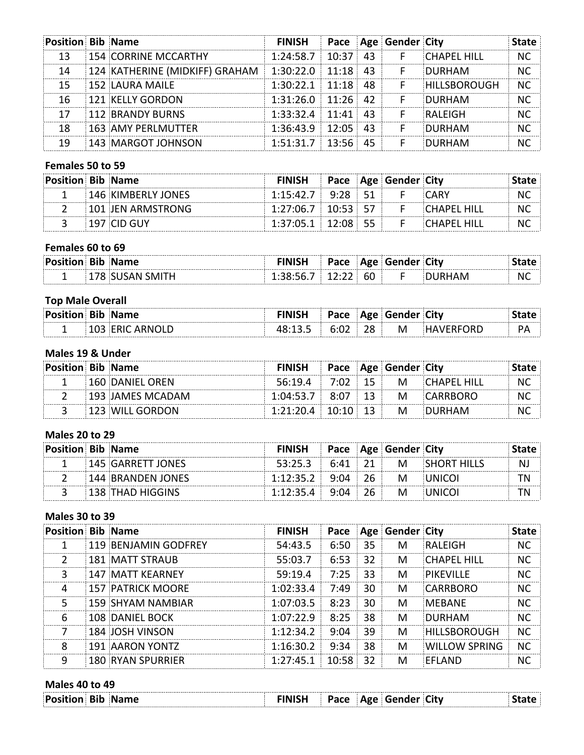| Position | Bib | Name | FINISH | Pace | Age | Gender | City | State |
|---|---|---|---|---|---|---|---|---|
| 13 | 154 | CORRINE MCCARTHY | 1:24:58.7 | 10:37 | 43 | F | CHAPEL HILL | NC |
| 14 | 124 | KATHERINE (MIDKIFF) GRAHAM | 1:30:22.0 | 11:18 | 43 | F | DURHAM | NC |
| 15 | 152 | LAURA MAILE | 1:30:22.1 | 11:18 | 48 | F | HILLSBOROUGH | NC |
| 16 | 121 | KELLY GORDON | 1:31:26.0 | 11:26 | 42 | F | DURHAM | NC |
| 17 | 112 | BRANDY BURNS | 1:33:32.4 | 11:41 | 43 | F | RALEIGH | NC |
| 18 | 163 | AMY PERLMUTTER | 1:36:43.9 | 12:05 | 43 | F | DURHAM | NC |
| 19 | 143 | MARGOT JOHNSON | 1:51:31.7 | 13:56 | 45 | F | DURHAM | NC |

**Females 50 to 59**

| Position | Bib | Name | FINISH | Pace | Age | Gender | City | State |
|---|---|---|---|---|---|---|---|---|
| 1 | 146 | KIMBERLY JONES | 1:15:42.7 | 9:28 | 51 | F | CARY | NC |
| 2 | 101 | JEN ARMSTRONG | 1:27:06.7 | 10:53 | 57 | F | CHAPEL HILL | NC |
| 3 | 197 | CID GUY | 1:37:05.1 | 12:08 | 55 | F | CHAPEL HILL | NC |

**Females 60 to 69**

| Position | Bib | Name | FINISH | Pace | Age | Gender | City | State |
|---|---|---|---|---|---|---|---|---|
| 1 | 178 | SUSAN SMITH | 1:38:56.7 | 12:22 | 60 | F | DURHAM | NC |

**Top Male Overall**

| Position | Bib | Name | FINISH | Pace | Age | Gender | City | State |
|---|---|---|---|---|---|---|---|---|
| 1 | 103 | ERIC ARNOLD | 48:13.5 | 6:02 | 28 | M | HAVERFORD | PA |

**Males 19 & Under**

| Position | Bib | Name | FINISH | Pace | Age | Gender | City | State |
|---|---|---|---|---|---|---|---|---|
| 1 | 160 | DANIEL OREN | 56:19.4 | 7:02 | 15 | M | CHAPEL HILL | NC |
| 2 | 193 | JAMES MCADAM | 1:04:53.7 | 8:07 | 13 | M | CARRBORO | NC |
| 3 | 123 | WILL GORDON | 1:21:20.4 | 10:10 | 13 | M | DURHAM | NC |

**Males 20 to 29**

| Position | Bib | Name | FINISH | Pace | Age | Gender | City | State |
|---|---|---|---|---|---|---|---|---|
| 1 | 145 | GARRETT JONES | 53:25.3 | 6:41 | 21 | M | SHORT HILLS | NJ |
| 2 | 144 | BRANDEN JONES | 1:12:35.2 | 9:04 | 26 | M | UNICOI | TN |
| 3 | 138 | THAD HIGGINS | 1:12:35.4 | 9:04 | 26 | M | UNICOI | TN |

**Males 30 to 39**

| Position | Bib | Name | FINISH | Pace | Age | Gender | City | State |
|---|---|---|---|---|---|---|---|---|
| 1 | 119 | BENJAMIN GODFREY | 54:43.5 | 6:50 | 35 | M | RALEIGH | NC |
| 2 | 181 | MATT STRAUB | 55:03.7 | 6:53 | 32 | M | CHAPEL HILL | NC |
| 3 | 147 | MATT KEARNEY | 59:19.4 | 7:25 | 33 | M | PIKEVILLE | NC |
| 4 | 157 | PATRICK MOORE | 1:02:33.4 | 7:49 | 30 | M | CARRBORO | NC |
| 5 | 159 | SHYAM NAMBIAR | 1:07:03.5 | 8:23 | 30 | M | MEBANE | NC |
| 6 | 108 | DANIEL BOCK | 1:07:22.9 | 8:25 | 38 | M | DURHAM | NC |
| 7 | 184 | JOSH VINSON | 1:12:34.2 | 9:04 | 39 | M | HILLSBOROUGH | NC |
| 8 | 191 | AARON YONTZ | 1:16:30.2 | 9:34 | 38 | M | WILLOW SPRING | NC |
| 9 | 180 | RYAN SPURRIER | 1:27:45.1 | 10:58 | 32 | M | EFLAND | NC |

**Males 40 to 49**

| Position | Bib | Name | FINISH | Pace | Age | Gender | City | State |
|---|---|---|---|---|---|---|---|---|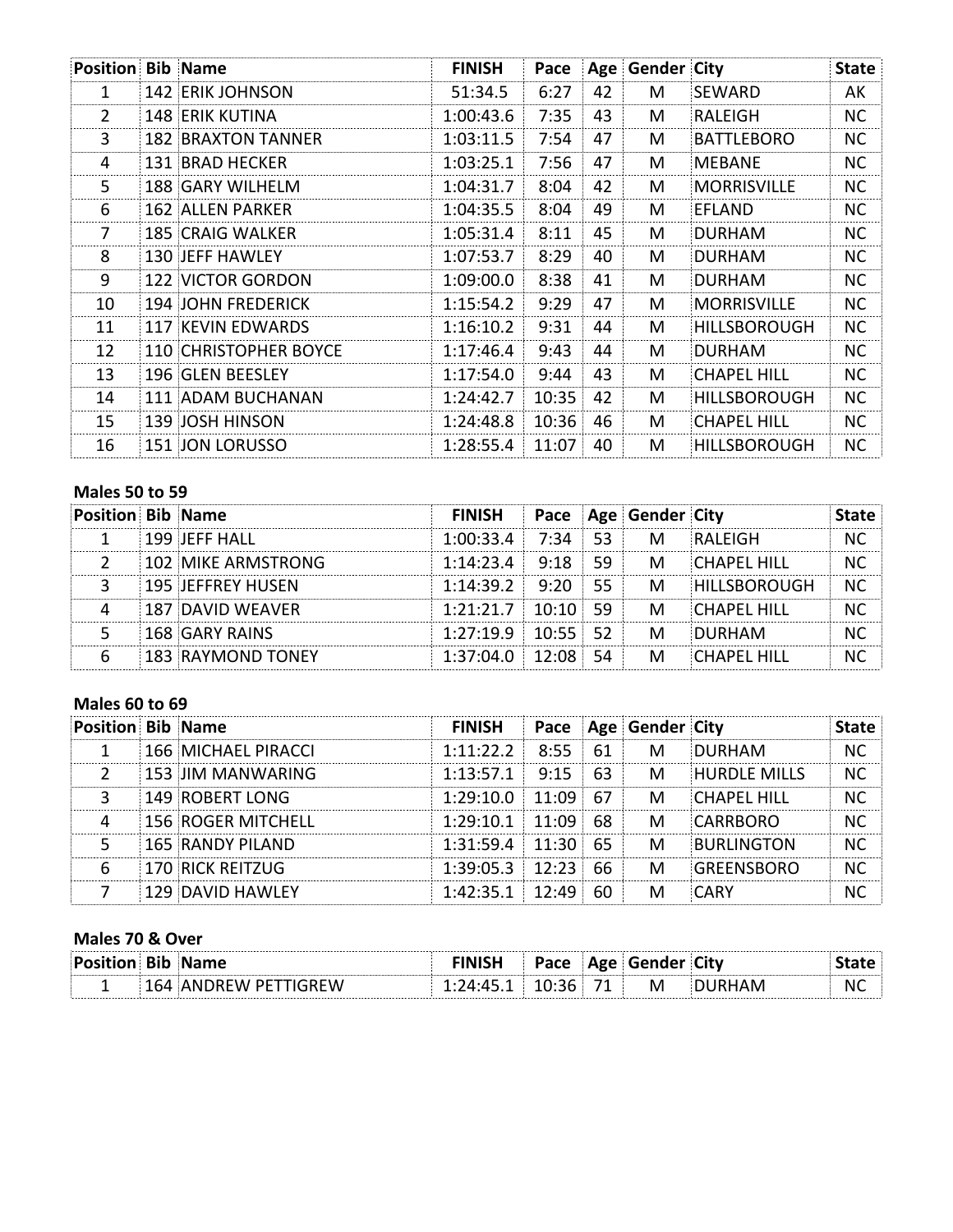| Position | Bib | Name | FINISH | Pace | Age | Gender | City | State |
|---|---|---|---|---|---|---|---|---|
| 1 | 142 | ERIK JOHNSON | 51:34.5 | 6:27 | 42 | M | SEWARD | AK |
| 2 | 148 | ERIK KUTINA | 1:00:43.6 | 7:35 | 43 | M | RALEIGH | NC |
| 3 | 182 | BRAXTON TANNER | 1:03:11.5 | 7:54 | 47 | M | BATTLEBORO | NC |
| 4 | 131 | BRAD HECKER | 1:03:25.1 | 7:56 | 47 | M | MEBANE | NC |
| 5 | 188 | GARY WILHELM | 1:04:31.7 | 8:04 | 42 | M | MORRISVILLE | NC |
| 6 | 162 | ALLEN PARKER | 1:04:35.5 | 8:04 | 49 | M | EFLAND | NC |
| 7 | 185 | CRAIG WALKER | 1:05:31.4 | 8:11 | 45 | M | DURHAM | NC |
| 8 | 130 | JEFF HAWLEY | 1:07:53.7 | 8:29 | 40 | M | DURHAM | NC |
| 9 | 122 | VICTOR GORDON | 1:09:00.0 | 8:38 | 41 | M | DURHAM | NC |
| 10 | 194 | JOHN FREDERICK | 1:15:54.2 | 9:29 | 47 | M | MORRISVILLE | NC |
| 11 | 117 | KEVIN EDWARDS | 1:16:10.2 | 9:31 | 44 | M | HILLSBOROUGH | NC |
| 12 | 110 | CHRISTOPHER BOYCE | 1:17:46.4 | 9:43 | 44 | M | DURHAM | NC |
| 13 | 196 | GLEN BEESLEY | 1:17:54.0 | 9:44 | 43 | M | CHAPEL HILL | NC |
| 14 | 111 | ADAM BUCHANAN | 1:24:42.7 | 10:35 | 42 | M | HILLSBOROUGH | NC |
| 15 | 139 | JOSH HINSON | 1:24:48.8 | 10:36 | 46 | M | CHAPEL HILL | NC |
| 16 | 151 | JON LORUSSO | 1:28:55.4 | 11:07 | 40 | M | HILLSBOROUGH | NC |

**Males 50 to 59**

| Position | Bib | Name | FINISH | Pace | Age | Gender | City | State |
|---|---|---|---|---|---|---|---|---|
| 1 | 199 | JEFF HALL | 1:00:33.4 | 7:34 | 53 | M | RALEIGH | NC |
| 2 | 102 | MIKE ARMSTRONG | 1:14:23.4 | 9:18 | 59 | M | CHAPEL HILL | NC |
| 3 | 195 | JEFFREY HUSEN | 1:14:39.2 | 9:20 | 55 | M | HILLSBOROUGH | NC |
| 4 | 187 | DAVID WEAVER | 1:21:21.7 | 10:10 | 59 | M | CHAPEL HILL | NC |
| 5 | 168 | GARY RAINS | 1:27:19.9 | 10:55 | 52 | M | DURHAM | NC |
| 6 | 183 | RAYMOND TONEY | 1:37:04.0 | 12:08 | 54 | M | CHAPEL HILL | NC |

**Males 60 to 69**

| Position | Bib | Name | FINISH | Pace | Age | Gender | City | State |
|---|---|---|---|---|---|---|---|---|
| 1 | 166 | MICHAEL PIRACCI | 1:11:22.2 | 8:55 | 61 | M | DURHAM | NC |
| 2 | 153 | JIM MANWARING | 1:13:57.1 | 9:15 | 63 | M | HURDLE MILLS | NC |
| 3 | 149 | ROBERT LONG | 1:29:10.0 | 11:09 | 67 | M | CHAPEL HILL | NC |
| 4 | 156 | ROGER MITCHELL | 1:29:10.1 | 11:09 | 68 | M | CARRBORO | NC |
| 5 | 165 | RANDY PILAND | 1:31:59.4 | 11:30 | 65 | M | BURLINGTON | NC |
| 6 | 170 | RICK REITZUG | 1:39:05.3 | 12:23 | 66 | M | GREENSBORO | NC |
| 7 | 129 | DAVID HAWLEY | 1:42:35.1 | 12:49 | 60 | M | CARY | NC |

**Males 70 & Over**

| Position | Bib | Name | FINISH | Pace | Age | Gender | City | State |
|---|---|---|---|---|---|---|---|---|
| 1 | 164 | ANDREW PETTIGREW | 1:24:45.1 | 10:36 | 71 | M | DURHAM | NC |